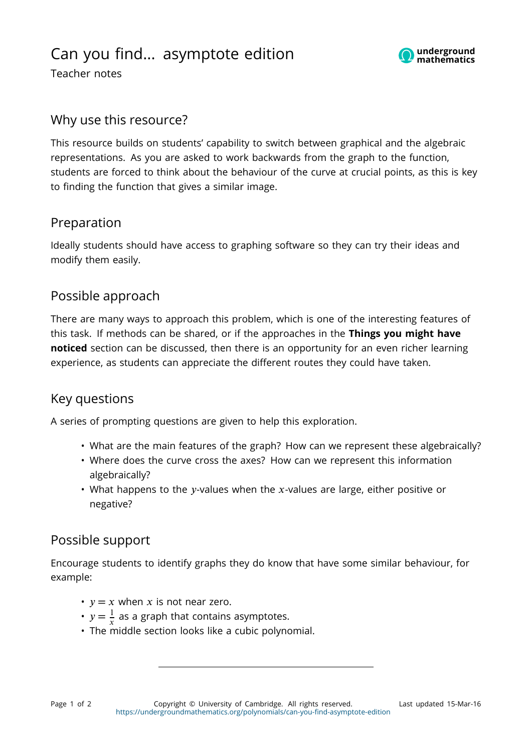# Can you find... asymptote edition

Teacher notes

## Why use this resource?

This resource builds on students' capability to switch between graphical and the algebraic representations. As you are asked to work backwards from the graph to the function, students are forced to think about the behaviour of the curve at crucial points, as this is key to finding the function that gives a similar image.

## Preparation

Ideally students should have access to graphing software so they can try their ideas and modify them easily.

## Possible approach

There are many ways to approach this problem, which is one of the interesting features of this task. If methods can be shared, or if the approaches in the **Things you might have noticed** section can be discussed, then there is an opportunity for an even richer learning experience, as students can appreciate the different routes they could have taken.

## Key questions

A series of prompting questions are given to help this exploration.

- What are the main features of the graph? How can we represent these algebraically?
- Where does the curve cross the axes? How can we represent this information algebraically?
- What happens to the $y$-values when the $x$-values are large, either positive or negative?

## Possible support

Encourage students to identify graphs they do know that have some similar behaviour, for example:

- $y = x$ when $x$ is not near zero.
- $y = \frac{1}{x}$ as a graph that contains asymptotes.
- The middle section looks like a cubic polynomial.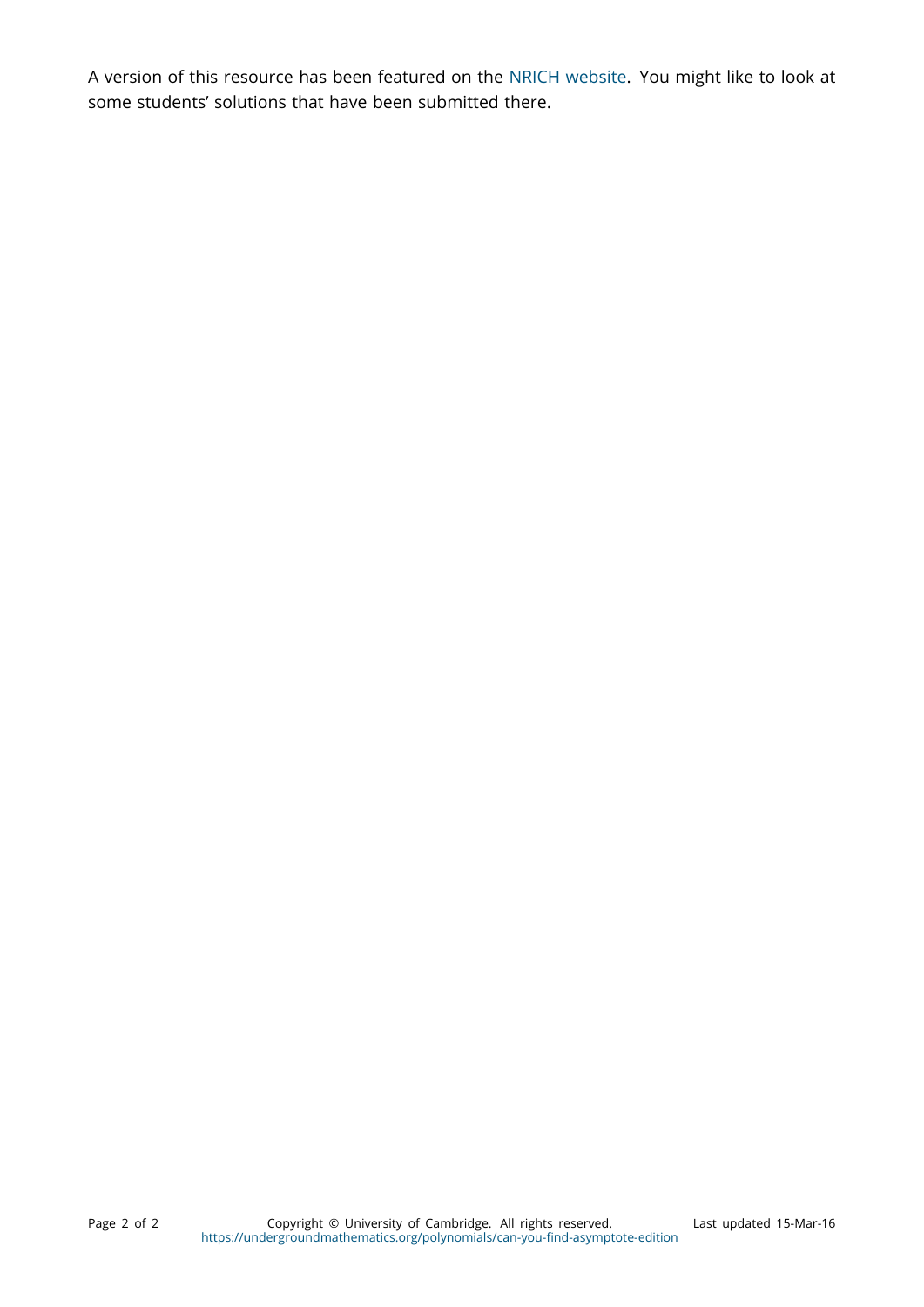A version of this resource has been featured on the NRICH website. You might like to look at some students' solutions that have been submitted there.